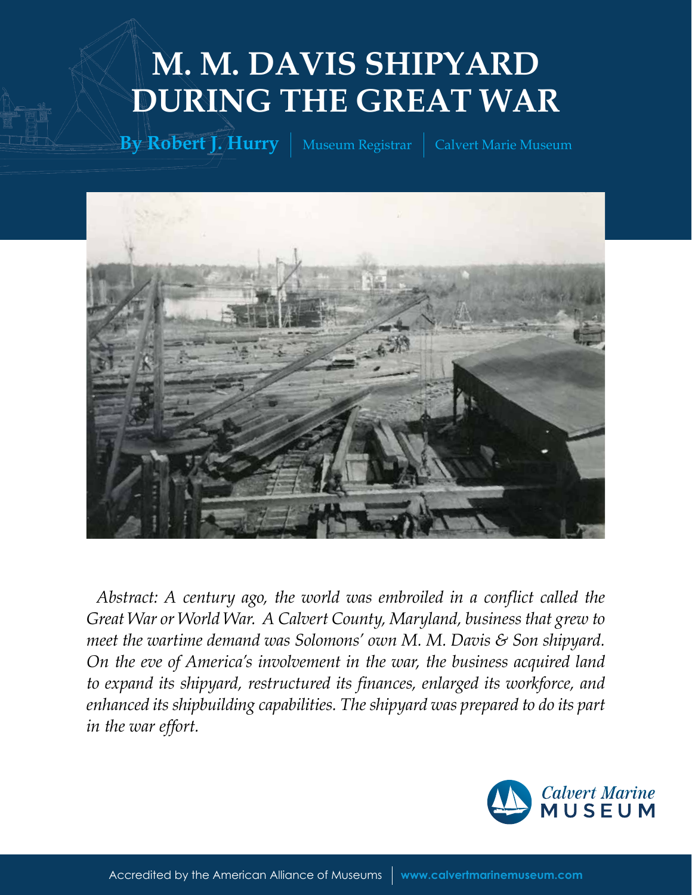# M. M. DAVIS SHIPYARD DURING THE GREAT WAR

**By Robert J. Hurry** | Museum Registrar | Calvert Marie Museum

*Abstract: A century ago, the world was embroiled in a conflict called the Great War or World War. A Calvert County, Maryland, business that grew to meet the wartime demand was Solomons' own M. M. Davis & Son shipyard. On the eve of America's involvement in the war, the business acquired land to expand its shipyard, restructured its finances, enlarged its workforce, and enhanced its shipbuilding capabilities. The shipyard was prepared to do its part in the war effort.*

Calvert Marine MUSEUM

Accredited by the American Alliance of Museums | **www.calvertmarinemuseum.com**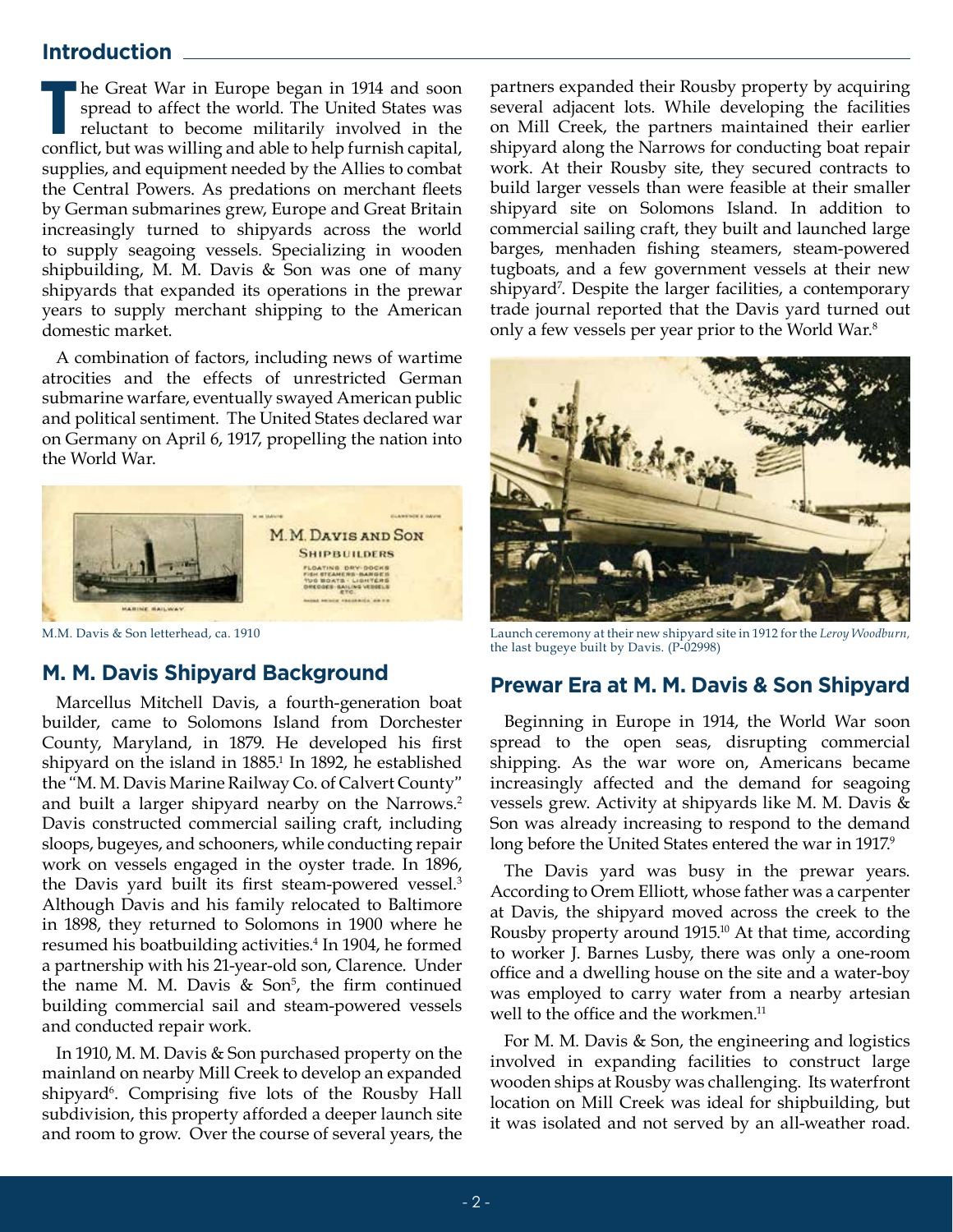## Introduction

The Great War in Europe began in 1914 and soon spread to affect the world. The United States was reluctant to become militarily involved in the conflict, but was willing and able to help furnish capital, supplies, and equipment needed by the Allies to combat the Central Powers. As predations on merchant fleets by German submarines grew, Europe and Great Britain increasingly turned to shipyards across the world to supply seagoing vessels. Specializing in wooden shipbuilding, M. M. Davis & Son was one of many shipyards that expanded its operations in the prewar years to supply merchant shipping to the American domestic market.

A combination of factors, including news of wartime atrocities and the effects of unrestricted German submarine warfare, eventually swayed American public and political sentiment. The United States declared war on Germany on April 6, 1917, propelling the nation into the World War.

M.M. Davis & Son letterhead, ca. 1910

## M. M. Davis Shipyard Background

Marcellus Mitchell Davis, a fourth-generation boat builder, came to Solomons Island from Dorchester County, Maryland, in 1879. He developed his first shipyard on the island in 1885.[1] In 1892, he established the "M. M. Davis Marine Railway Co. of Calvert County" and built a larger shipyard nearby on the Narrows.[2] Davis constructed commercial sailing craft, including sloops, bugeyes, and schooners, while conducting repair work on vessels engaged in the oyster trade. In 1896, the Davis yard built its first steam-powered vessel.[3] Although Davis and his family relocated to Baltimore in 1898, they returned to Solomons in 1900 where he resumed his boatbuilding activities.[4] In 1904, he formed a partnership with his 21-year-old son, Clarence. Under the name M. M. Davis & Son[5], the firm continued building commercial sail and steam-powered vessels and conducted repair work.

In 1910, M. M. Davis & Son purchased property on the mainland on nearby Mill Creek to develop an expanded shipyard[6]. Comprising five lots of the Rousby Hall subdivision, this property afforded a deeper launch site and room to grow. Over the course of several years, the partners expanded their Rousby property by acquiring several adjacent lots. While developing the facilities on Mill Creek, the partners maintained their earlier shipyard along the Narrows for conducting boat repair work. At their Rousby site, they secured contracts to build larger vessels than were feasible at their smaller shipyard site on Solomons Island. In addition to commercial sailing craft, they built and launched large barges, menhaden fishing steamers, steam-powered tugboats, and a few government vessels at their new shipyard[7]. Despite the larger facilities, a contemporary trade journal reported that the Davis yard turned out only a few vessels per year prior to the World War.[8]

Launch ceremony at their new shipyard site in 1912 for the *Leroy Woodburn*, the last bugeye built by Davis. (P-02998)

## Prewar Era at M. M. Davis & Son Shipyard

Beginning in Europe in 1914, the World War soon spread to the open seas, disrupting commercial shipping. As the war wore on, Americans became increasingly affected and the demand for seagoing vessels grew. Activity at shipyards like M. M. Davis & Son was already increasing to respond to the demand long before the United States entered the war in 1917.[9]

The Davis yard was busy in the prewar years. According to Orem Elliott, whose father was a carpenter at Davis, the shipyard moved across the creek to the Rousby property around 1915.[10] At that time, according to worker J. Barnes Lusby, there was only a one-room office and a dwelling house on the site and a water-boy was employed to carry water from a nearby artesian well to the office and the workmen.[11]

For M. M. Davis & Son, the engineering and logistics involved in expanding facilities to construct large wooden ships at Rousby was challenging. Its waterfront location on Mill Creek was ideal for shipbuilding, but it was isolated and not served by an all-weather road.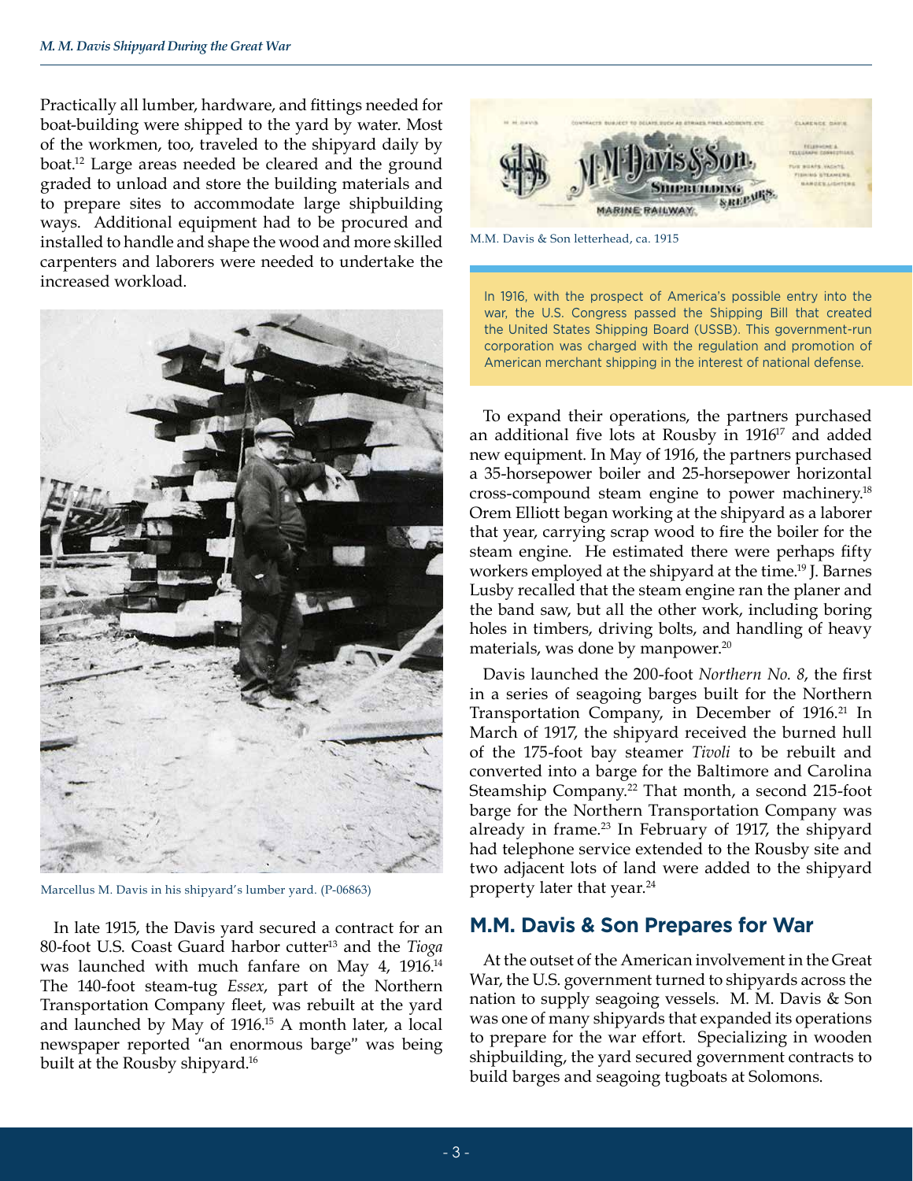Practically all lumber, hardware, and fittings needed for boat-building were shipped to the yard by water. Most of the workmen, too, traveled to the shipyard daily by boat.[12] Large areas needed be cleared and the ground graded to unload and store the building materials and to prepare sites to accommodate large shipbuilding ways. Additional equipment had to be procured and installed to handle and shape the wood and more skilled carpenters and laborers were needed to undertake the increased workload.

Marcellus M. Davis in his shipyard's lumber yard. (P-06863)

In late 1915, the Davis yard secured a contract for an 80-foot U.S. Coast Guard harbor cutter[13] and the *Tioga* was launched with much fanfare on May 4, 1916.[14] The 140-foot steam-tug *Essex*, part of the Northern Transportation Company fleet, was rebuilt at the yard and launched by May of 1916.[15] A month later, a local newspaper reported "an enormous barge" was being built at the Rousby shipyard.[16]

M.M. Davis & Son letterhead, ca. 1915

In 1916, with the prospect of America's possible entry into the war, the U.S. Congress passed the Shipping Bill that created the United States Shipping Board (USSB). This government-run corporation was charged with the regulation and promotion of American merchant shipping in the interest of national defense.

To expand their operations, the partners purchased an additional five lots at Rousby in 1916[17] and added new equipment. In May of 1916, the partners purchased a 35-horsepower boiler and 25-horsepower horizontal cross-compound steam engine to power machinery.[18] Orem Elliott began working at the shipyard as a laborer that year, carrying scrap wood to fire the boiler for the steam engine. He estimated there were perhaps fifty workers employed at the shipyard at the time.[19] J. Barnes Lusby recalled that the steam engine ran the planer and the band saw, but all the other work, including boring holes in timbers, driving bolts, and handling of heavy materials, was done by manpower.[20]

Davis launched the 200-foot *Northern No. 8*, the first in a series of seagoing barges built for the Northern Transportation Company, in December of 1916.[21] In March of 1917, the shipyard received the burned hull of the 175-foot bay steamer *Tivoli* to be rebuilt and converted into a barge for the Baltimore and Carolina Steamship Company.[22] That month, a second 215-foot barge for the Northern Transportation Company was already in frame.[23] In February of 1917, the shipyard had telephone service extended to the Rousby site and two adjacent lots of land were added to the shipyard property later that year.[24]

## M.M. Davis & Son Prepares for War

At the outset of the American involvement in the Great War, the U.S. government turned to shipyards across the nation to supply seagoing vessels. M. M. Davis & Son was one of many shipyards that expanded its operations to prepare for the war effort. Specializing in wooden shipbuilding, the yard secured government contracts to build barges and seagoing tugboats at Solomons.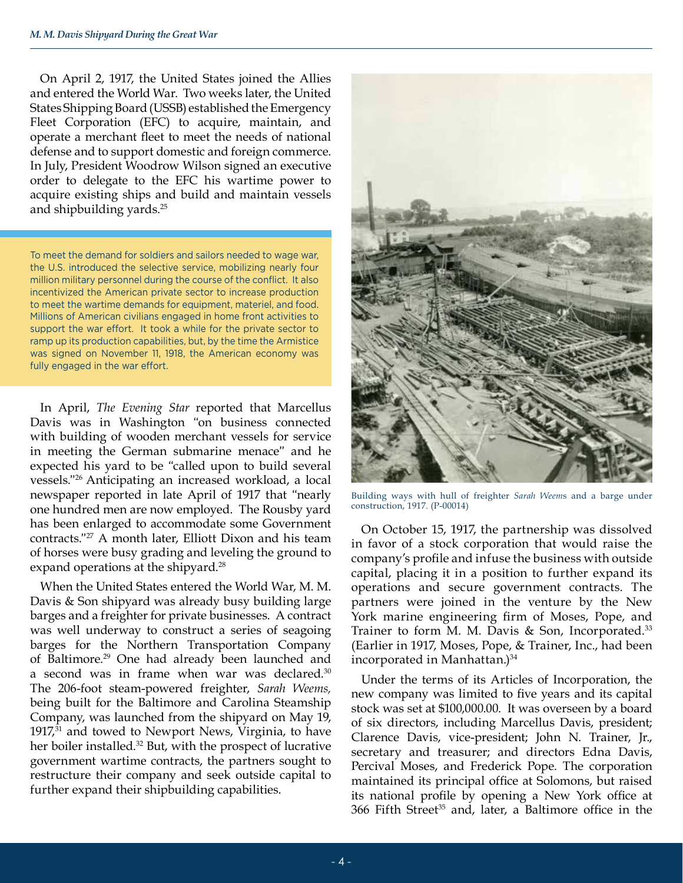On April 2, 1917, the United States joined the Allies and entered the World War. Two weeks later, the United States Shipping Board (USSB) established the Emergency Fleet Corporation (EFC) to acquire, maintain, and operate a merchant fleet to meet the needs of national defense and to support domestic and foreign commerce. In July, President Woodrow Wilson signed an executive order to delegate to the EFC his wartime power to acquire existing ships and build and maintain vessels and shipbuilding yards.[25]

To meet the demand for soldiers and sailors needed to wage war, the U.S. introduced the selective service, mobilizing nearly four million military personnel during the course of the conflict. It also incentivized the American private sector to increase production to meet the wartime demands for equipment, materiel, and food. Millions of American civilians engaged in home front activities to support the war effort. It took a while for the private sector to ramp up its production capabilities, but, by the time the Armistice was signed on November 11, 1918, the American economy was fully engaged in the war effort.

In April, *The Evening Star* reported that Marcellus Davis was in Washington "on business connected with building of wooden merchant vessels for service in meeting the German submarine menace" and he expected his yard to be "called upon to build several vessels."[26] Anticipating an increased workload, a local newspaper reported in late April of 1917 that "nearly one hundred men are now employed. The Rousby yard has been enlarged to accommodate some Government contracts."[27] A month later, Elliott Dixon and his team of horses were busy grading and leveling the ground to expand operations at the shipyard.[28]

When the United States entered the World War, M. M. Davis & Son shipyard was already busy building large barges and a freighter for private businesses. A contract was well underway to construct a series of seagoing barges for the Northern Transportation Company of Baltimore.[29] One had already been launched and a second was in frame when war was declared.[30] The 206-foot steam-powered freighter, *Sarah Weems*, being built for the Baltimore and Carolina Steamship Company, was launched from the shipyard on May 19, 1917,[31] and towed to Newport News, Virginia, to have her boiler installed.[32] But, with the prospect of lucrative government wartime contracts, the partners sought to restructure their company and seek outside capital to further expand their shipbuilding capabilities.

Building ways with hull of freighter *Sarah Weems* and a barge under construction, 1917. (P-00014)

On October 15, 1917, the partnership was dissolved in favor of a stock corporation that would raise the company's profile and infuse the business with outside capital, placing it in a position to further expand its operations and secure government contracts. The partners were joined in the venture by the New York marine engineering firm of Moses, Pope, and Trainer to form M. M. Davis & Son, Incorporated.[33] (Earlier in 1917, Moses, Pope, & Trainer, Inc., had been incorporated in Manhattan.)[34]

Under the terms of its Articles of Incorporation, the new company was limited to five years and its capital stock was set at $100,000.00. It was overseen by a board of six directors, including Marcellus Davis, president; Clarence Davis, vice-president; John N. Trainer, Jr., secretary and treasurer; and directors Edna Davis, Percival Moses, and Frederick Pope. The corporation maintained its principal office at Solomons, but raised its national profile by opening a New York office at 366 Fifth Street[35] and, later, a Baltimore office in the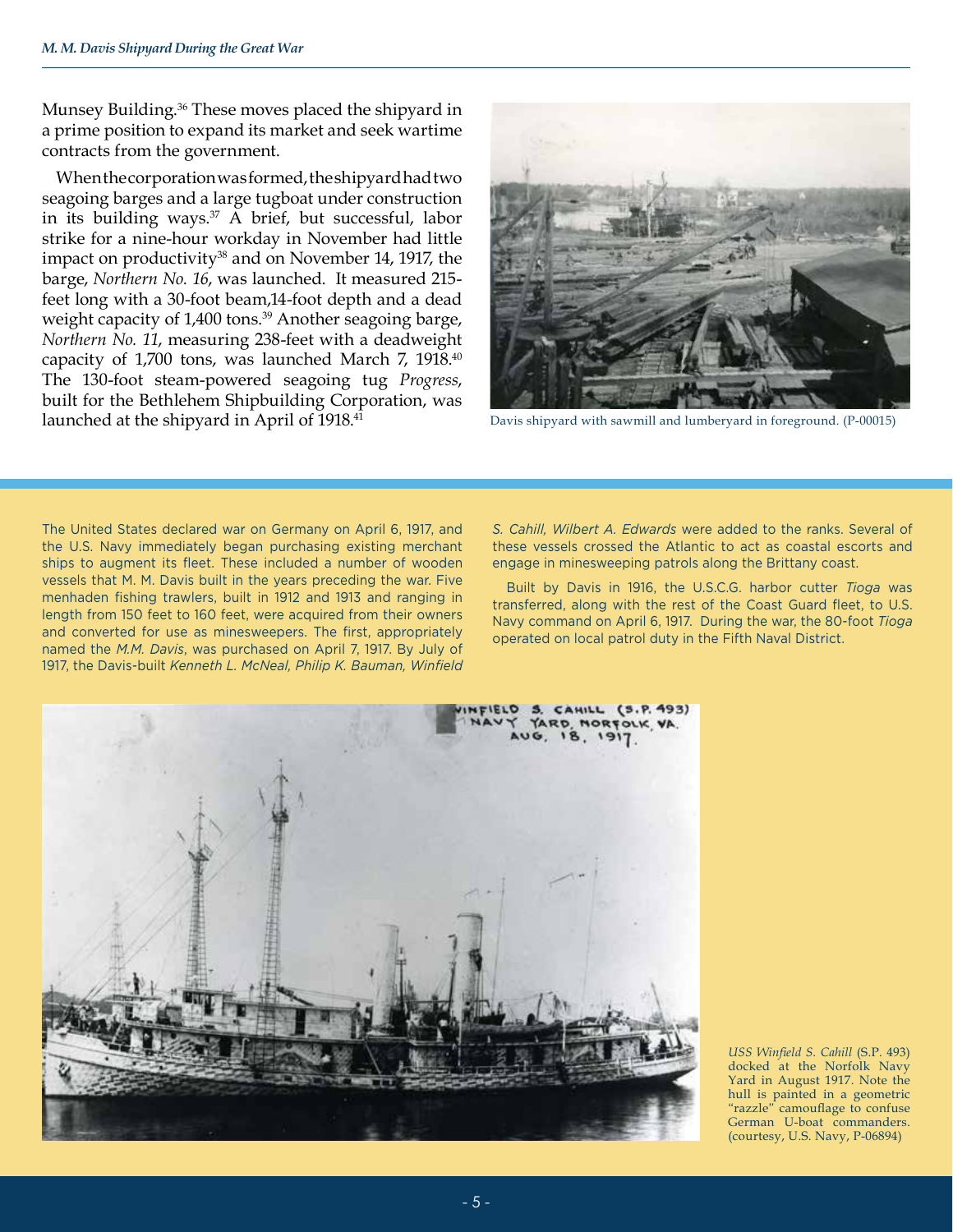Munsey Building.[36] These moves placed the shipyard in a prime position to expand its market and seek wartime contracts from the government.

When the corporation was formed, the shipyard had two seagoing barges and a large tugboat under construction in its building ways.[37] A brief, but successful, labor strike for a nine-hour workday in November had little impact on productivity[38] and on November 14, 1917, the barge, *Northern No. 16*, was launched. It measured 215-feet long with a 30-foot beam,14-foot depth and a dead weight capacity of 1,400 tons.[39] Another seagoing barge, *Northern No. 11*, measuring 238-feet with a deadweight capacity of 1,700 tons, was launched March 7, 1918.[40] The 130-foot steam-powered seagoing tug *Progress*, built for the Bethlehem Shipbuilding Corporation, was launched at the shipyard in April of 1918.[41]

Davis shipyard with sawmill and lumberyard in foreground. (P-00015)

The United States declared war on Germany on April 6, 1917, and the U.S. Navy immediately began purchasing existing merchant ships to augment its fleet. These included a number of wooden vessels that M. M. Davis built in the years preceding the war. Five menhaden fishing trawlers, built in 1912 and 1913 and ranging in length from 150 feet to 160 feet, were acquired from their owners and converted for use as minesweepers. The first, appropriately named the *M.M. Davis*, was purchased on April 7, 1917. By July of 1917, the Davis-built *Kenneth L. McNeal, Philip K. Bauman, Winfield S. Cahill, Wilbert A. Edwards* were added to the ranks. Several of these vessels crossed the Atlantic to act as coastal escorts and engage in minesweeping patrols along the Brittany coast.

Built by Davis in 1916, the U.S.C.G. harbor cutter *Tioga* was transferred, along with the rest of the Coast Guard fleet, to U.S. Navy command on April 6, 1917. During the war, the 80-foot *Tioga* operated on local patrol duty in the Fifth Naval District.

*USS Winfield S. Cahill* (S.P. 493) docked at the Norfolk Navy Yard in August 1917. Note the hull is painted in a geometric "razzle" camouflage to confuse German U-boat commanders. (courtesy, U.S. Navy, P-06894)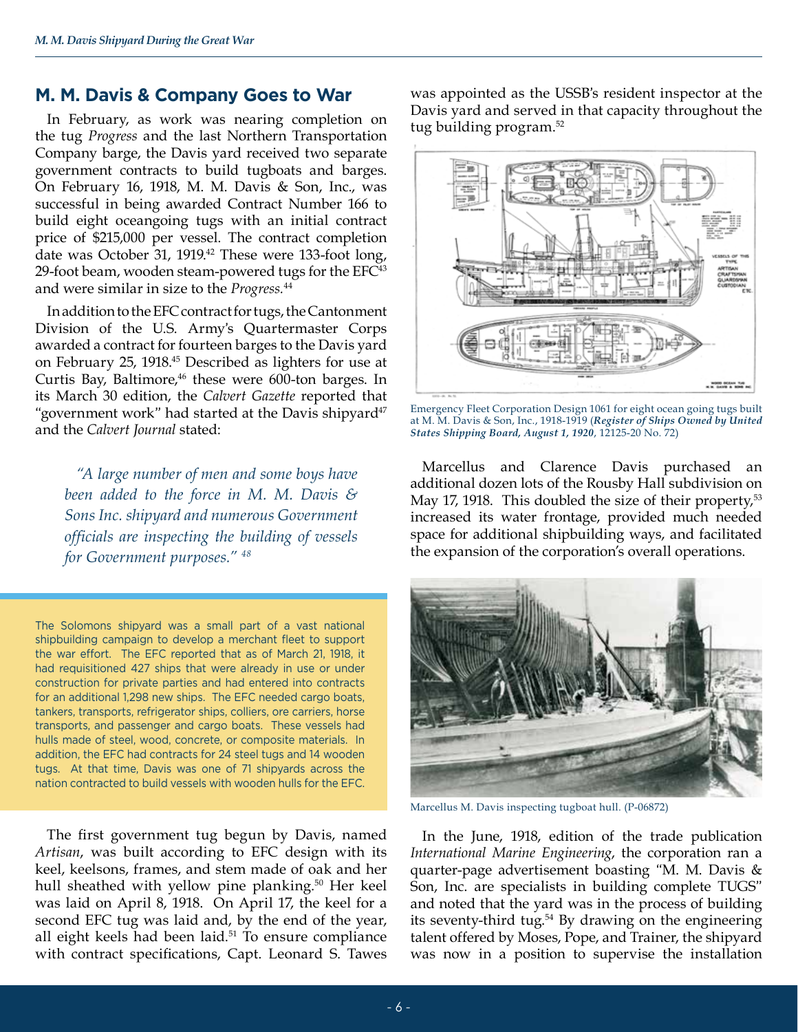## M. M. Davis & Company Goes to War

In February, as work was nearing completion on the tug *Progress* and the last Northern Transportation Company barge, the Davis yard received two separate government contracts to build tugboats and barges. On February 16, 1918, M. M. Davis & Son, Inc., was successful in being awarded Contract Number 166 to build eight oceangoing tugs with an initial contract price of $215,000 per vessel. The contract completion date was October 31, 1919.[42] These were 133-foot long, 29-foot beam, wooden steam-powered tugs for the EFC[43] and were similar in size to the *Progress*.[44]

In addition to the EFC contract for tugs, the Cantonment Division of the U.S. Army's Quartermaster Corps awarded a contract for fourteen barges to the Davis yard on February 25, 1918.[45] Described as lighters for use at Curtis Bay, Baltimore,[46] these were 600-ton barges. In its March 30 edition, the *Calvert Gazette* reported that "government work" had started at the Davis shipyard[47] and the *Calvert Journal* stated:

> *"A large number of men and some boys have been added to the force in M. M. Davis & Sons Inc. shipyard and numerous Government officials are inspecting the building of vessels for Government purposes."* [48]

The Solomons shipyard was a small part of a vast national shipbuilding campaign to develop a merchant fleet to support the war effort. The EFC reported that as of March 21, 1918, it had requisitioned 427 ships that were already in use or under construction for private parties and had entered into contracts for an additional 1,298 new ships. The EFC needed cargo boats, tankers, transports, refrigerator ships, colliers, ore carriers, horse transports, and passenger and cargo boats. These vessels had hulls made of steel, wood, concrete, or composite materials. In addition, the EFC had contracts for 24 steel tugs and 14 wooden tugs. At that time, Davis was one of 71 shipyards across the nation contracted to build vessels with wooden hulls for the EFC.

The first government tug begun by Davis, named *Artisan*, was built according to EFC design with its keel, keelsons, frames, and stem made of oak and her hull sheathed with yellow pine planking.[50] Her keel was laid on April 8, 1918. On April 17, the keel for a second EFC tug was laid and, by the end of the year, all eight keels had been laid.[51] To ensure compliance with contract specifications, Capt. Leonard S. Tawes was appointed as the USSB's resident inspector at the Davis yard and served in that capacity throughout the tug building program.[52]

Emergency Fleet Corporation Design 1061 for eight ocean going tugs built at M. M. Davis & Son, Inc., 1918-1919 (***Register of Ships Owned by United States Shipping Board, August 1, 1920***, 12125-20 No. 72)

Marcellus and Clarence Davis purchased an additional dozen lots of the Rousby Hall subdivision on May 17, 1918. This doubled the size of their property,[53] increased its water frontage, provided much needed space for additional shipbuilding ways, and facilitated the expansion of the corporation's overall operations.

Marcellus M. Davis inspecting tugboat hull. (P-06872)

In the June, 1918, edition of the trade publication *International Marine Engineering*, the corporation ran a quarter-page advertisement boasting "M. M. Davis & Son, Inc. are specialists in building complete TUGS" and noted that the yard was in the process of building its seventy-third tug.[54] By drawing on the engineering talent offered by Moses, Pope, and Trainer, the shipyard was now in a position to supervise the installation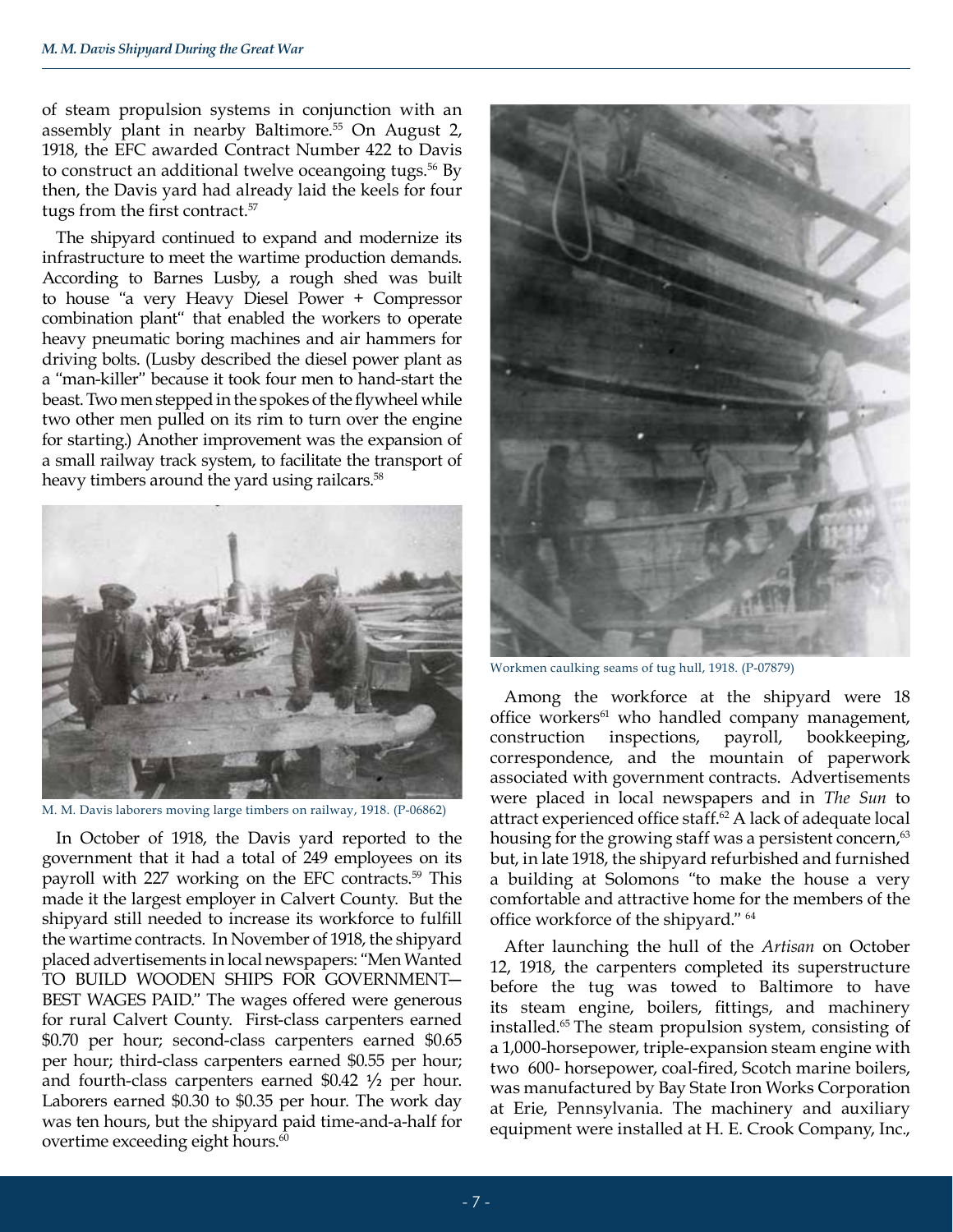of steam propulsion systems in conjunction with an assembly plant in nearby Baltimore.[55] On August 2, 1918, the EFC awarded Contract Number 422 to Davis to construct an additional twelve oceangoing tugs.[56] By then, the Davis yard had already laid the keels for four tugs from the first contract.[57]

The shipyard continued to expand and modernize its infrastructure to meet the wartime production demands. According to Barnes Lusby, a rough shed was built to house "a very Heavy Diesel Power + Compressor combination plant" that enabled the workers to operate heavy pneumatic boring machines and air hammers for driving bolts. (Lusby described the diesel power plant as a "man-killer" because it took four men to hand-start the beast. Two men stepped in the spokes of the flywheel while two other men pulled on its rim to turn over the engine for starting.) Another improvement was the expansion of a small railway track system, to facilitate the transport of heavy timbers around the yard using railcars.[58]

M. M. Davis laborers moving large timbers on railway, 1918. (P-06862)

In October of 1918, the Davis yard reported to the government that it had a total of 249 employees on its payroll with 227 working on the EFC contracts.[59] This made it the largest employer in Calvert County. But the shipyard still needed to increase its workforce to fulfill the wartime contracts. In November of 1918, the shipyard placed advertisements in local newspapers: "Men Wanted TO BUILD WOODEN SHIPS FOR GOVERNMENT—BEST WAGES PAID." The wages offered were generous for rural Calvert County. First-class carpenters earned \$0.70 per hour; second-class carpenters earned \$0.65 per hour; third-class carpenters earned \$0.55 per hour; and fourth-class carpenters earned \$0.42 ½ per hour. Laborers earned \$0.30 to \$0.35 per hour. The work day was ten hours, but the shipyard paid time-and-a-half for overtime exceeding eight hours.[60]

Workmen caulking seams of tug hull, 1918. (P-07879)

Among the workforce at the shipyard were 18 office workers[61] who handled company management, construction inspections, payroll, bookkeeping, correspondence, and the mountain of paperwork associated with government contracts. Advertisements were placed in local newspapers and in *The Sun* to attract experienced office staff.[62] A lack of adequate local housing for the growing staff was a persistent concern,[63] but, in late 1918, the shipyard refurbished and furnished a building at Solomons "to make the house a very comfortable and attractive home for the members of the office workforce of the shipyard." [64]

After launching the hull of the *Artisan* on October 12, 1918, the carpenters completed its superstructure before the tug was towed to Baltimore to have its steam engine, boilers, fittings, and machinery installed.[65] The steam propulsion system, consisting of a 1,000-horsepower, triple-expansion steam engine with two 600- horsepower, coal-fired, Scotch marine boilers, was manufactured by Bay State Iron Works Corporation at Erie, Pennsylvania. The machinery and auxiliary equipment were installed at H. E. Crook Company, Inc.,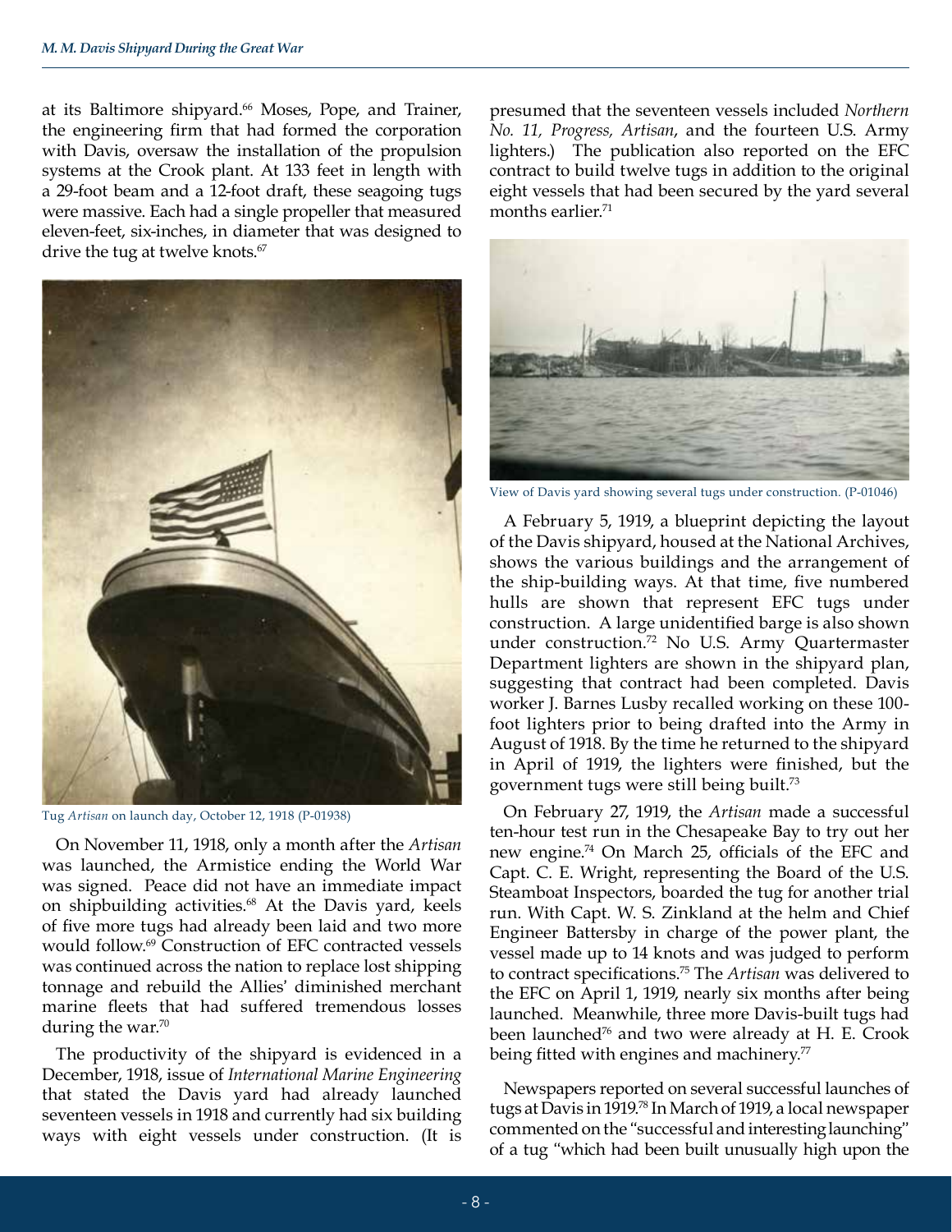at its Baltimore shipyard.[66] Moses, Pope, and Trainer, the engineering firm that had formed the corporation with Davis, oversaw the installation of the propulsion systems at the Crook plant. At 133 feet in length with a 29-foot beam and a 12-foot draft, these seagoing tugs were massive. Each had a single propeller that measured eleven-feet, six-inches, in diameter that was designed to drive the tug at twelve knots.[67]

Tug *Artisan* on launch day, October 12, 1918 (P-01938)

On November 11, 1918, only a month after the *Artisan* was launched, the Armistice ending the World War was signed. Peace did not have an immediate impact on shipbuilding activities.[68] At the Davis yard, keels of five more tugs had already been laid and two more would follow.[69] Construction of EFC contracted vessels was continued across the nation to replace lost shipping tonnage and rebuild the Allies' diminished merchant marine fleets that had suffered tremendous losses during the war.[70]

The productivity of the shipyard is evidenced in a December, 1918, issue of *International Marine Engineering* that stated the Davis yard had already launched seventeen vessels in 1918 and currently had six building ways with eight vessels under construction. (It is presumed that the seventeen vessels included *Northern No. 11, Progress, Artisan*, and the fourteen U.S. Army lighters.) The publication also reported on the EFC contract to build twelve tugs in addition to the original eight vessels that had been secured by the yard several months earlier.[71]

View of Davis yard showing several tugs under construction. (P-01046)

A February 5, 1919, a blueprint depicting the layout of the Davis shipyard, housed at the National Archives, shows the various buildings and the arrangement of the ship-building ways. At that time, five numbered hulls are shown that represent EFC tugs under construction. A large unidentified barge is also shown under construction.[72] No U.S. Army Quartermaster Department lighters are shown in the shipyard plan, suggesting that contract had been completed. Davis worker J. Barnes Lusby recalled working on these 100-foot lighters prior to being drafted into the Army in August of 1918. By the time he returned to the shipyard in April of 1919, the lighters were finished, but the government tugs were still being built.[73]

On February 27, 1919, the *Artisan* made a successful ten-hour test run in the Chesapeake Bay to try out her new engine.[74] On March 25, officials of the EFC and Capt. C. E. Wright, representing the Board of the U.S. Steamboat Inspectors, boarded the tug for another trial run. With Capt. W. S. Zinkland at the helm and Chief Engineer Battersby in charge of the power plant, the vessel made up to 14 knots and was judged to perform to contract specifications.[75] The *Artisan* was delivered to the EFC on April 1, 1919, nearly six months after being launched. Meanwhile, three more Davis-built tugs had been launched[76] and two were already at H. E. Crook being fitted with engines and machinery.[77]

Newspapers reported on several successful launches of tugs at Davis in 1919.[78] In March of 1919, a local newspaper commented on the "successful and interesting launching" of a tug "which had been built unusually high upon the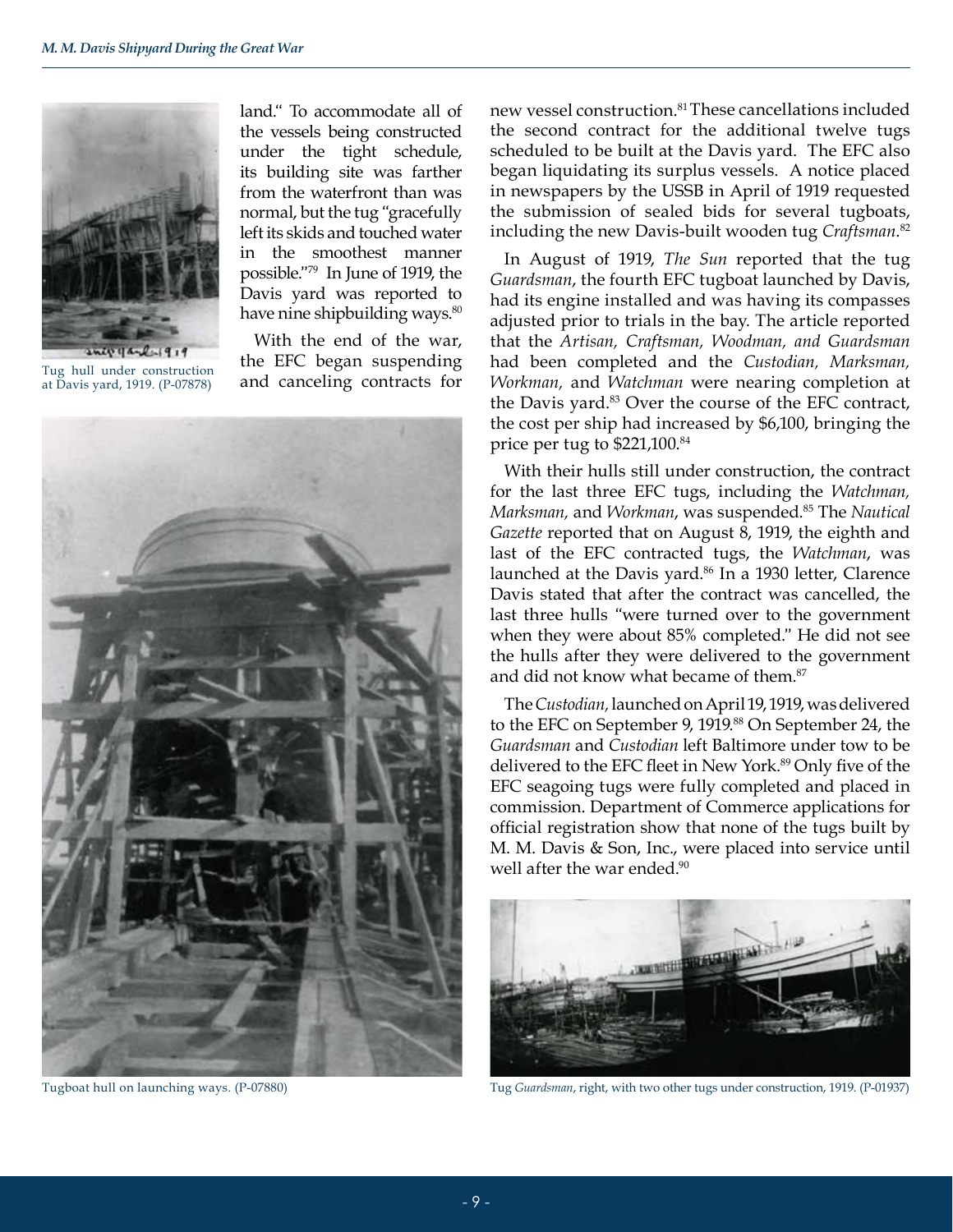land." To accommodate all of the vessels being constructed under the tight schedule, its building site was farther from the waterfront than was normal, but the tug "gracefully left its skids and touched water in the smoothest manner possible."[79] In June of 1919, the Davis yard was reported to have nine shipbuilding ways.[80]

Tug hull under construction at Davis yard, 1919. (P-07878)

With the end of the war, the EFC began suspending and canceling contracts for new vessel construction.[81] These cancellations included the second contract for the additional twelve tugs scheduled to be built at the Davis yard. The EFC also began liquidating its surplus vessels. A notice placed in newspapers by the USSB in April of 1919 requested the submission of sealed bids for several tugboats, including the new Davis-built wooden tug *Craftsman*.[82]

In August of 1919, *The Sun* reported that the tug *Guardsman*, the fourth EFC tugboat launched by Davis, had its engine installed and was having its compasses adjusted prior to trials in the bay. The article reported that the *Artisan, Craftsman, Woodman, and Guardsman* had been completed and the *Custodian, Marksman, Workman,* and *Watchman* were nearing completion at the Davis yard.[83] Over the course of the EFC contract, the cost per ship had increased by $6,100, bringing the price per tug to $221,100.[84]

With their hulls still under construction, the contract for the last three EFC tugs, including the *Watchman, Marksman,* and *Workman*, was suspended.[85] The *Nautical Gazette* reported that on August 8, 1919, the eighth and last of the EFC contracted tugs, the *Watchman*, was launched at the Davis yard.[86] In a 1930 letter, Clarence Davis stated that after the contract was cancelled, the last three hulls "were turned over to the government when they were about 85% completed." He did not see the hulls after they were delivered to the government and did not know what became of them.[87]

The *Custodian,* launched on April 19, 1919, was delivered to the EFC on September 9, 1919.[88] On September 24, the *Guardsman* and *Custodian* left Baltimore under tow to be delivered to the EFC fleet in New York.[89] Only five of the EFC seagoing tugs were fully completed and placed in commission. Department of Commerce applications for official registration show that none of the tugs built by M. M. Davis & Son, Inc., were placed into service until well after the war ended.[90]

Tugboat hull on launching ways. (P-07880)

Tug *Guardsman*, right, with two other tugs under construction, 1919. (P-01937)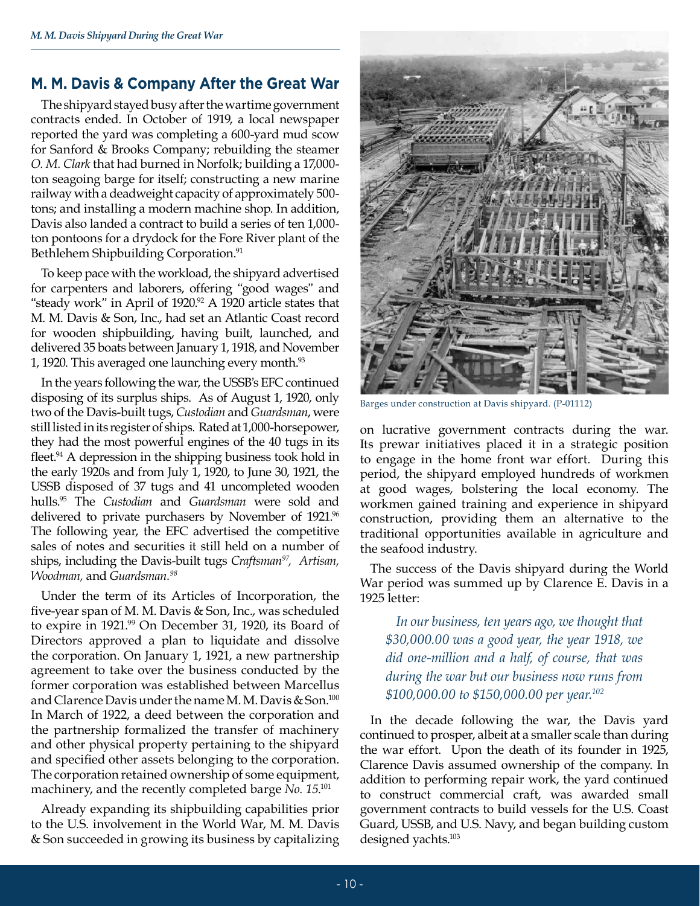## M. M. Davis & Company After the Great War

The shipyard stayed busy after the wartime government contracts ended. In October of 1919, a local newspaper reported the yard was completing a 600-yard mud scow for Sanford & Brooks Company; rebuilding the steamer *O. M. Clark* that had burned in Norfolk; building a 17,000-ton seagoing barge for itself; constructing a new marine railway with a deadweight capacity of approximately 500-tons; and installing a modern machine shop. In addition, Davis also landed a contract to build a series of ten 1,000-ton pontoons for a drydock for the Fore River plant of the Bethlehem Shipbuilding Corporation.[91]

To keep pace with the workload, the shipyard advertised for carpenters and laborers, offering "good wages" and "steady work" in April of 1920.[92] A 1920 article states that M. M. Davis & Son, Inc., had set an Atlantic Coast record for wooden shipbuilding, having built, launched, and delivered 35 boats between January 1, 1918, and November 1, 1920. This averaged one launching every month.[93]

In the years following the war, the USSB's EFC continued disposing of its surplus ships. As of August 1, 1920, only two of the Davis-built tugs, *Custodian* and *Guardsman*, were still listed in its register of ships. Rated at 1,000-horsepower, they had the most powerful engines of the 40 tugs in its fleet.[94] A depression in the shipping business took hold in the early 1920s and from July 1, 1920, to June 30, 1921, the USSB disposed of 37 tugs and 41 uncompleted wooden hulls.[95] The *Custodian* and *Guardsman* were sold and delivered to private purchasers by November of 1921.[96] The following year, the EFC advertised the competitive sales of notes and securities it still held on a number of ships, including the Davis-built tugs *Craftsman*[97], *Artisan*, *Woodman*, and *Guardsman*.[98]

Under the term of its Articles of Incorporation, the five-year span of M. M. Davis & Son, Inc., was scheduled to expire in 1921.[99] On December 31, 1920, its Board of Directors approved a plan to liquidate and dissolve the corporation. On January 1, 1921, a new partnership agreement to take over the business conducted by the former corporation was established between Marcellus and Clarence Davis under the name M. M. Davis & Son.[100] In March of 1922, a deed between the corporation and the partnership formalized the transfer of machinery and other physical property pertaining to the shipyard and specified other assets belonging to the corporation. The corporation retained ownership of some equipment, machinery, and the recently completed barge *No. 15*.[101]

Already expanding its shipbuilding capabilities prior to the U.S. involvement in the World War, M. M. Davis & Son succeeded in growing its business by capitalizing on lucrative government contracts during the war. Its prewar initiatives placed it in a strategic position to engage in the home front war effort. During this period, the shipyard employed hundreds of workmen at good wages, bolstering the local economy. The workmen gained training and experience in shipyard construction, providing them an alternative to the traditional opportunities available in agriculture and the seafood industry.

Barges under construction at Davis shipyard. (P-01112)

The success of the Davis shipyard during the World War period was summed up by Clarence E. Davis in a 1925 letter:

> *In our business, ten years ago, we thought that $30,000.00 was a good year, the year 1918, we did one-million and a half, of course, that was during the war but our business now runs from $100,000.00 to $150,000.00 per year.*[102]

In the decade following the war, the Davis yard continued to prosper, albeit at a smaller scale than during the war effort. Upon the death of its founder in 1925, Clarence Davis assumed ownership of the company. In addition to performing repair work, the yard continued to construct commercial craft, was awarded small government contracts to build vessels for the U.S. Coast Guard, USSB, and U.S. Navy, and began building custom designed yachts.[103]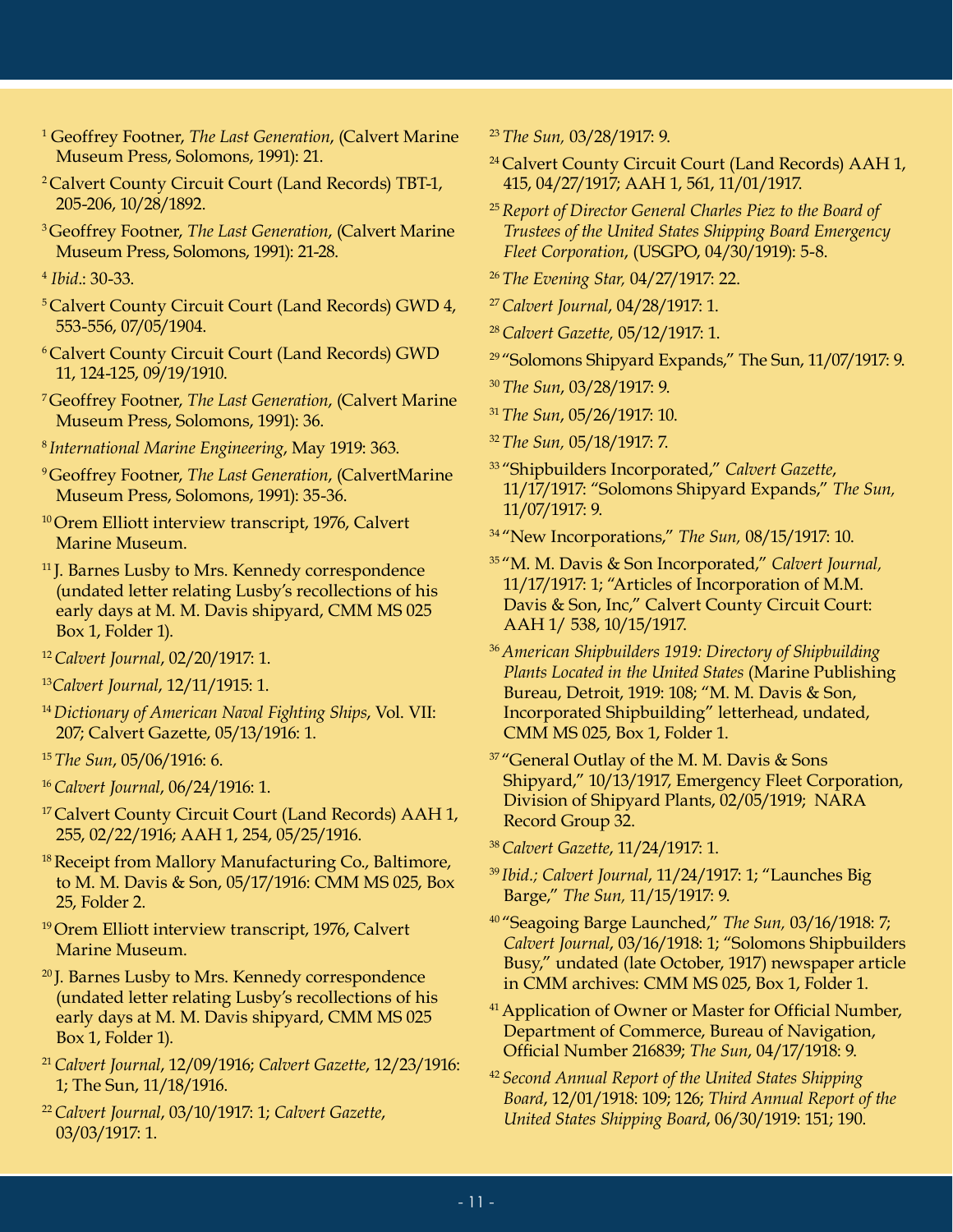[1] Geoffrey Footner, *The Last Generation*, (Calvert Marine Museum Press, Solomons, 1991): 21.

[2] Calvert County Circuit Court (Land Records) TBT-1, 205-206, 10/28/1892.

[3] Geoffrey Footner, *The Last Generation*, (Calvert Marine Museum Press, Solomons, 1991): 21-28.

[4] *Ibid*.: 30-33.

[5] Calvert County Circuit Court (Land Records) GWD 4, 553-556, 07/05/1904.

[6] Calvert County Circuit Court (Land Records) GWD 11, 124-125, 09/19/1910.

[7] Geoffrey Footner, *The Last Generation*, (Calvert Marine Museum Press, Solomons, 1991): 36.

[8] *International Marine Engineering*, May 1919: 363.

[9] Geoffrey Footner, *The Last Generation*, (CalvertMarine Museum Press, Solomons, 1991): 35-36.

[10] Orem Elliott interview transcript, 1976, Calvert Marine Museum.

[11] J. Barnes Lusby to Mrs. Kennedy correspondence (undated letter relating Lusby's recollections of his early days at M. M. Davis shipyard, CMM MS 025 Box 1, Folder 1).

[12] *Calvert Journal*, 02/20/1917: 1.

[13] *Calvert Journal*, 12/11/1915: 1.

[14] *Dictionary of American Naval Fighting Ships*, Vol. VII: 207; Calvert Gazette, 05/13/1916: 1.

[15] *The Sun*, 05/06/1916: 6.

[16] *Calvert Journal*, 06/24/1916: 1.

[17] Calvert County Circuit Court (Land Records) AAH 1, 255, 02/22/1916; AAH 1, 254, 05/25/1916.

[18] Receipt from Mallory Manufacturing Co., Baltimore, to M. M. Davis & Son, 05/17/1916: CMM MS 025, Box 25, Folder 2.

[19] Orem Elliott interview transcript, 1976, Calvert Marine Museum.

[20] J. Barnes Lusby to Mrs. Kennedy correspondence (undated letter relating Lusby's recollections of his early days at M. M. Davis shipyard, CMM MS 025 Box 1, Folder 1).

[21] *Calvert Journal*, 12/09/1916; *Calvert Gazette*, 12/23/1916: 1; The Sun, 11/18/1916.

[22] *Calvert Journal*, 03/10/1917: 1; *Calvert Gazette*, 03/03/1917: 1.

[23] *The Sun,* 03/28/1917: 9.

[24] Calvert County Circuit Court (Land Records) AAH 1, 415, 04/27/1917; AAH 1, 561, 11/01/1917.

[25] *Report of Director General Charles Piez to the Board of Trustees of the United States Shipping Board Emergency Fleet Corporation*, (USGPO, 04/30/1919): 5-8.

[26] *The Evening Star,* 04/27/1917: 22.

[27] *Calvert Journal*, 04/28/1917: 1.

[28] *Calvert Gazette,* 05/12/1917: 1.

[29] "Solomons Shipyard Expands," The Sun, 11/07/1917: 9.

[30] *The Sun*, 03/28/1917: 9.

[31] *The Sun*, 05/26/1917: 10.

[32] *The Sun,* 05/18/1917: 7.

[33] "Shipbuilders Incorporated," *Calvert Gazette*, 11/17/1917: "Solomons Shipyard Expands," *The Sun,* 11/07/1917: 9.

[34] "New Incorporations," *The Sun,* 08/15/1917: 10.

[35] "M. M. Davis & Son Incorporated," *Calvert Journal,* 11/17/1917: 1; "Articles of Incorporation of M.M. Davis & Son, Inc," Calvert County Circuit Court: AAH 1/ 538, 10/15/1917.

[36] *American Shipbuilders 1919: Directory of Shipbuilding Plants Located in the United States* (Marine Publishing Bureau, Detroit, 1919: 108; "M. M. Davis & Son, Incorporated Shipbuilding" letterhead, undated, CMM MS 025, Box 1, Folder 1.

[37] "General Outlay of the M. M. Davis & Sons Shipyard," 10/13/1917, Emergency Fleet Corporation, Division of Shipyard Plants, 02/05/1919; NARA Record Group 32.

[38] *Calvert Gazette*, 11/24/1917: 1.

[39] *Ibid.; Calvert Journal*, 11/24/1917: 1; "Launches Big Barge," *The Sun,* 11/15/1917: 9.

[40] "Seagoing Barge Launched," *The Sun,* 03/16/1918: 7; *Calvert Journal*, 03/16/1918: 1; "Solomons Shipbuilders Busy," undated (late October, 1917) newspaper article in CMM archives: CMM MS 025, Box 1, Folder 1.

[41] Application of Owner or Master for Official Number, Department of Commerce, Bureau of Navigation, Official Number 216839; *The Sun*, 04/17/1918: 9.

[42] *Second Annual Report of the United States Shipping Board*, 12/01/1918: 109; 126; *Third Annual Report of the United States Shipping Board*, 06/30/1919: 151; 190.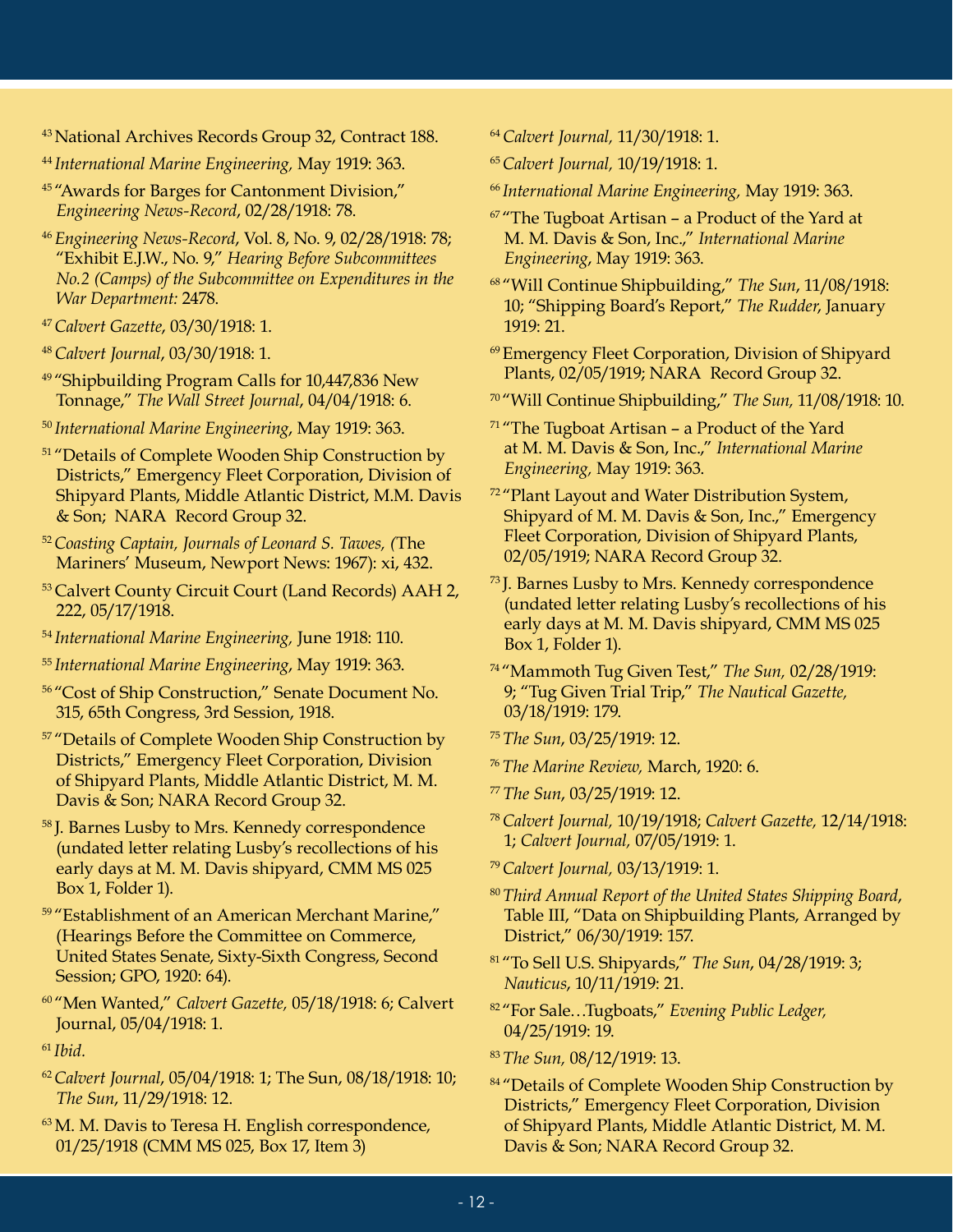[43] National Archives Records Group 32, Contract 188.

[44] *International Marine Engineering,* May 1919: 363.

[45] "Awards for Barges for Cantonment Division," *Engineering News-Record*, 02/28/1918: 78.

[46] *Engineering News-Record*, Vol. 8, No. 9, 02/28/1918: 78; "Exhibit E.J.W., No. 9," *Hearing Before Subcommittees No.2 (Camps) of the Subcommittee on Expenditures in the War Department:* 2478.

[47] *Calvert Gazette*, 03/30/1918: 1.

[48] *Calvert Journal*, 03/30/1918: 1.

[49] "Shipbuilding Program Calls for 10,447,836 New Tonnage," *The Wall Street Journal*, 04/04/1918: 6.

[50] *International Marine Engineering*, May 1919: 363.

[51] "Details of Complete Wooden Ship Construction by Districts," Emergency Fleet Corporation, Division of Shipyard Plants, Middle Atlantic District, M.M. Davis & Son; NARA Record Group 32.

[52] *Coasting Captain, Journals of Leonard S. Tawes, (*The Mariners' Museum, Newport News: 1967): xi, 432.

[53] Calvert County Circuit Court (Land Records) AAH 2, 222, 05/17/1918.

[54] *International Marine Engineering,* June 1918: 110.

[55] *International Marine Engineering*, May 1919: 363.

[56] "Cost of Ship Construction," Senate Document No. 315, 65th Congress, 3rd Session, 1918.

[57] "Details of Complete Wooden Ship Construction by Districts," Emergency Fleet Corporation, Division of Shipyard Plants, Middle Atlantic District, M. M. Davis & Son; NARA Record Group 32.

[58] J. Barnes Lusby to Mrs. Kennedy correspondence (undated letter relating Lusby's recollections of his early days at M. M. Davis shipyard, CMM MS 025 Box 1, Folder 1).

[59] "Establishment of an American Merchant Marine," (Hearings Before the Committee on Commerce, United States Senate, Sixty-Sixth Congress, Second Session; GPO, 1920: 64).

[60] "Men Wanted," *Calvert Gazette,* 05/18/1918: 6; Calvert Journal, 05/04/1918: 1.

[61] *Ibid.*

[62] *Calvert Journal*, 05/04/1918: 1; The Sun, 08/18/1918: 10; *The Sun*, 11/29/1918: 12.

[63] M. M. Davis to Teresa H. English correspondence, 01/25/1918 (CMM MS 025, Box 17, Item 3)

[64] *Calvert Journal,* 11/30/1918: 1.

[65] *Calvert Journal,* 10/19/1918: 1.

[66] *International Marine Engineering,* May 1919: 363.

[67] "The Tugboat Artisan – a Product of the Yard at M. M. Davis & Son, Inc.," *International Marine Engineering*, May 1919: 363.

[68] "Will Continue Shipbuilding," *The Sun*, 11/08/1918: 10; "Shipping Board's Report," *The Rudder*, January 1919: 21.

[69] Emergency Fleet Corporation, Division of Shipyard Plants, 02/05/1919; NARA Record Group 32.

[70] "Will Continue Shipbuilding," *The Sun,* 11/08/1918: 10.

[71] "The Tugboat Artisan – a Product of the Yard at M. M. Davis & Son, Inc.," *International Marine Engineering,* May 1919: 363.

[72] "Plant Layout and Water Distribution System, Shipyard of M. M. Davis & Son, Inc.," Emergency Fleet Corporation, Division of Shipyard Plants, 02/05/1919; NARA Record Group 32.

[73] J. Barnes Lusby to Mrs. Kennedy correspondence (undated letter relating Lusby's recollections of his early days at M. M. Davis shipyard, CMM MS 025 Box 1, Folder 1).

[74] "Mammoth Tug Given Test," *The Sun,* 02/28/1919: 9; "Tug Given Trial Trip," *The Nautical Gazette,* 03/18/1919: 179.

[75] *The Sun*, 03/25/1919: 12.

[76] *The Marine Review,* March, 1920: 6.

[77] *The Sun*, 03/25/1919: 12.

[78] *Calvert Journal,* 10/19/1918; *Calvert Gazette,* 12/14/1918: 1; *Calvert Journal,* 07/05/1919: 1.

[79] *Calvert Journal,* 03/13/1919: 1.

[80] *Third Annual Report of the United States Shipping Board*, Table III, "Data on Shipbuilding Plants, Arranged by District," 06/30/1919: 157.

[81] "To Sell U.S. Shipyards," *The Sun*, 04/28/1919: 3; *Nauticus*, 10/11/1919: 21.

[82] "For Sale…Tugboats," *Evening Public Ledger,* 04/25/1919: 19.

[83] *The Sun,* 08/12/1919: 13.

[84] "Details of Complete Wooden Ship Construction by Districts," Emergency Fleet Corporation, Division of Shipyard Plants, Middle Atlantic District, M. M. Davis & Son; NARA Record Group 32.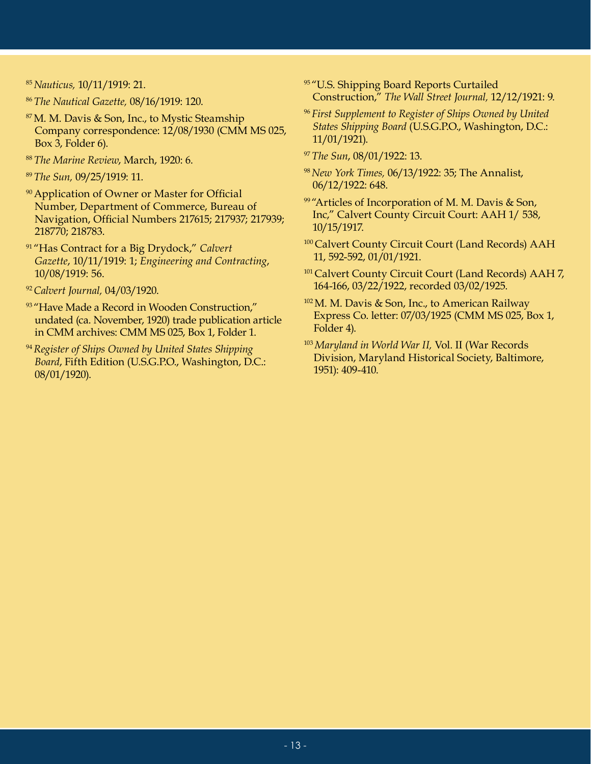[85] *Nauticus,* 10/11/1919: 21.

[86] *The Nautical Gazette,* 08/16/1919: 120.

[87] M. M. Davis & Son, Inc., to Mystic Steamship Company correspondence: 12/08/1930 (CMM MS 025, Box 3, Folder 6).

[88] *The Marine Review*, March, 1920: 6.

[89] *The Sun,* 09/25/1919: 11.

[90] Application of Owner or Master for Official Number, Department of Commerce, Bureau of Navigation, Official Numbers 217615; 217937; 217939; 218770; 218783.

[91] "Has Contract for a Big Drydock," *Calvert Gazette*, 10/11/1919: 1; *Engineering and Contracting*, 10/08/1919: 56.

[92] *Calvert Journal,* 04/03/1920.

[93] "Have Made a Record in Wooden Construction," undated (ca. November, 1920) trade publication article in CMM archives: CMM MS 025, Box 1, Folder 1.

[94] *Register of Ships Owned by United States Shipping Board*, Fifth Edition (U.S.G.P.O., Washington, D.C.: 08/01/1920).

[95] "U.S. Shipping Board Reports Curtailed Construction," *The Wall Street Journal,* 12/12/1921: 9.

[96] *First Supplement to Register of Ships Owned by United States Shipping Board* (U.S.G.P.O., Washington, D.C.: 11/01/1921).

[97] *The Sun*, 08/01/1922: 13.

[98] *New York Times,* 06/13/1922: 35; The Annalist, 06/12/1922: 648.

[99] "Articles of Incorporation of M. M. Davis & Son, Inc," Calvert County Circuit Court: AAH 1/ 538, 10/15/1917.

[100] Calvert County Circuit Court (Land Records) AAH 11, 592-592, 01/01/1921.

[101] Calvert County Circuit Court (Land Records) AAH 7, 164-166, 03/22/1922, recorded 03/02/1925.

[102] M. M. Davis & Son, Inc., to American Railway Express Co. letter: 07/03/1925 (CMM MS 025, Box 1, Folder 4).

[103] *Maryland in World War II,* Vol. II (War Records Division, Maryland Historical Society, Baltimore, 1951): 409-410.